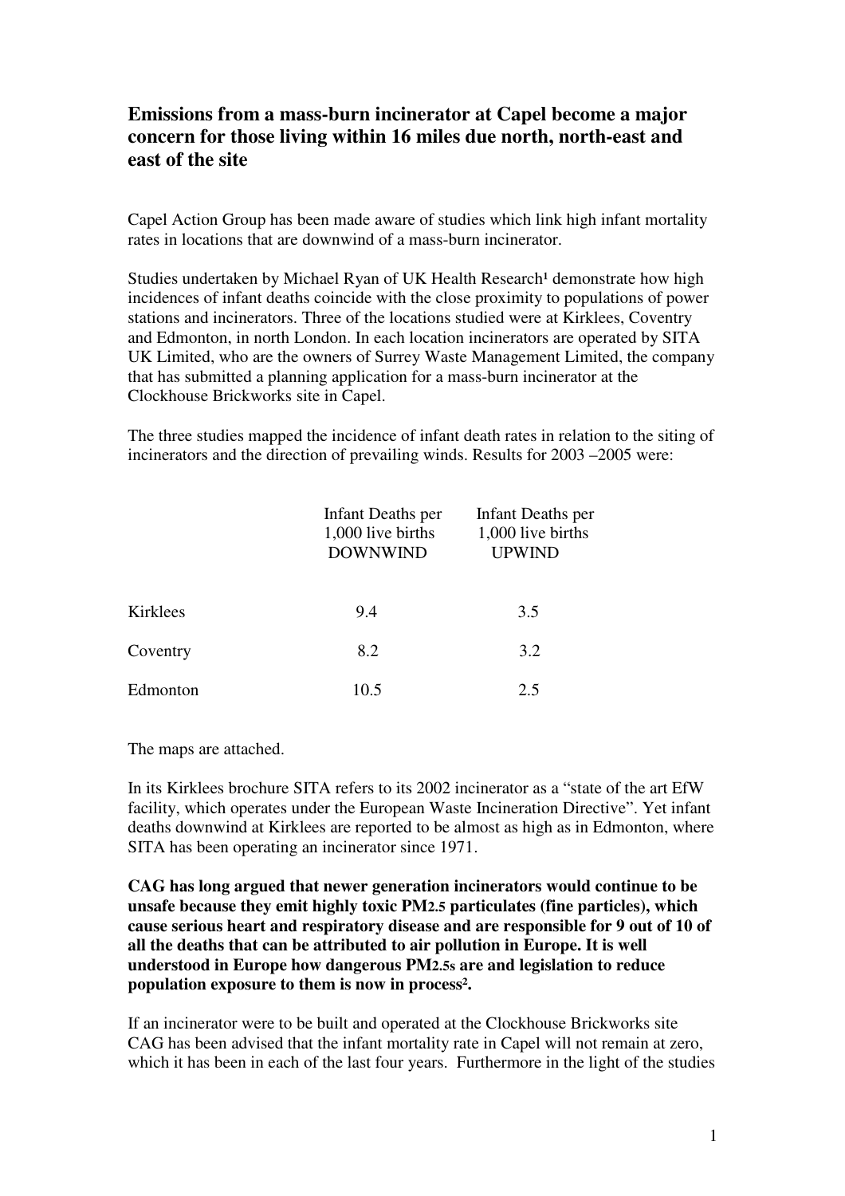# Emissions from a mass-burn incinerator at Capel become a major concern for those living within 16 miles due north, north-east and east of the site

Capel Action Group has been made aware of studies which link high infant mortality rates in locations that are downwind of a mass-burn incinerator.

Studies undertaken by Michael Ryan of UK Health Research[1] demonstrate how high incidences of infant deaths coincide with the close proximity to populations of power stations and incinerators. Three of the locations studied were at Kirklees, Coventry and Edmonton, in north London. In each location incinerators are operated by SITA UK Limited, who are the owners of Surrey Waste Management Limited, the company that has submitted a planning application for a mass-burn incinerator at the Clockhouse Brickworks site in Capel.

The three studies mapped the incidence of infant death rates in relation to the siting of incinerators and the direction of prevailing winds. Results for 2003 –2005 were:

| | Infant Deaths per 1,000 live births DOWNWIND | Infant Deaths per 1,000 live births UPWIND |
|---|---|---|
| Kirklees | 9.4 | 3.5 |
| Coventry | 8.2 | 3.2 |
| Edmonton | 10.5 | 2.5 |

The maps are attached.

In its Kirklees brochure SITA refers to its 2002 incinerator as a "state of the art EfW facility, which operates under the European Waste Incineration Directive". Yet infant deaths downwind at Kirklees are reported to be almost as high as in Edmonton, where SITA has been operating an incinerator since 1971.

**CAG has long argued that newer generation incinerators would continue to be unsafe because they emit highly toxic $PM_{2.5}$ particulates (fine particles), which cause serious heart and respiratory disease and are responsible for 9 out of 10 of all the deaths that can be attributed to air pollution in Europe. It is well understood in Europe how dangerous $PM_{2.5}$s are and legislation to reduce population exposure to them is now in process[2].**

If an incinerator were to be built and operated at the Clockhouse Brickworks site CAG has been advised that the infant mortality rate in Capel will not remain at zero, which it has been in each of the last four years. Furthermore in the light of the studies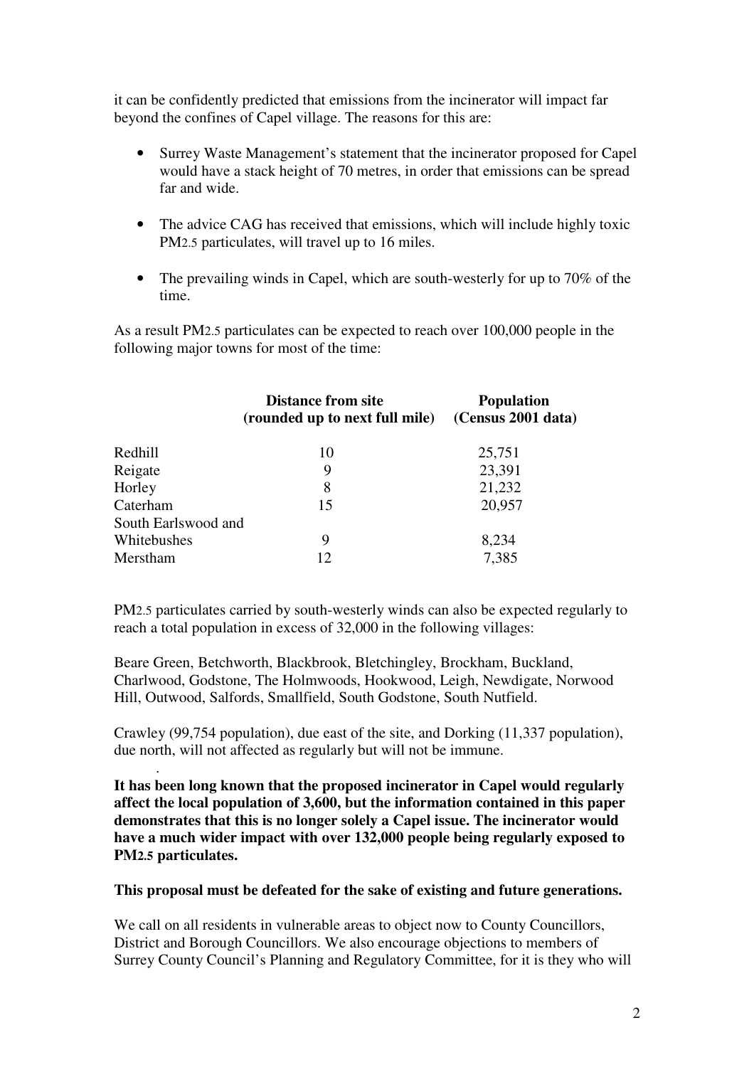it can be confidently predicted that emissions from the incinerator will impact far beyond the confines of Capel village. The reasons for this are:

- Surrey Waste Management's statement that the incinerator proposed for Capel would have a stack height of 70 metres, in order that emissions can be spread far and wide.

- The advice CAG has received that emissions, which will include highly toxic $PM_{2.5}$ particulates, will travel up to 16 miles.

- The prevailing winds in Capel, which are south-westerly for up to 70% of the time.

As a result $PM_{2.5}$ particulates can be expected to reach over 100,000 people in the following major towns for most of the time:

| | Distance from site (rounded up to next full mile) | Population (Census 2001 data) |
|---|---|---|
| Redhill | 10 | 25,751 |
| Reigate | 9 | 23,391 |
| Horley | 8 | 21,232 |
| Caterham | 15 | 20,957 |
| South Earlswood and Whitebushes | 9 | 8,234 |
| Merstham | 12 | 7,385 |

$PM_{2.5}$ particulates carried by south-westerly winds can also be expected regularly to reach a total population in excess of 32,000 in the following villages:

Beare Green, Betchworth, Blackbrook, Bletchingley, Brockham, Buckland, Charlwood, Godstone, The Holmwoods, Hookwood, Leigh, Newdigate, Norwood Hill, Outwood, Salfords, Smallfield, South Godstone, South Nutfield.

Crawley (99,754 population), due east of the site, and Dorking (11,337 population), due north, will not affected as regularly but will not be immune.

**It has been long known that the proposed incinerator in Capel would regularly affect the local population of 3,600, but the information contained in this paper demonstrates that this is no longer solely a Capel issue. The incinerator would have a much wider impact with over 132,000 people being regularly exposed to $PM_{2.5}$ particulates.**

**This proposal must be defeated for the sake of existing and future generations.**

We call on all residents in vulnerable areas to object now to County Councillors, District and Borough Councillors. We also encourage objections to members of Surrey County Council's Planning and Regulatory Committee, for it is they who will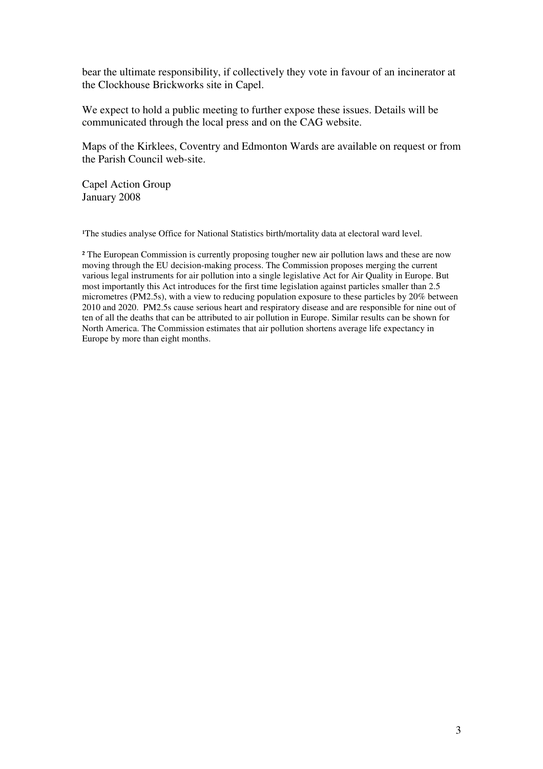bear the ultimate responsibility, if collectively they vote in favour of an incinerator at the Clockhouse Brickworks site in Capel.

We expect to hold a public meeting to further expose these issues. Details will be communicated through the local press and on the CAG website.

Maps of the Kirklees, Coventry and Edmonton Wards are available on request or from the Parish Council web-site.

Capel Action Group
January 2008

[1]The studies analyse Office for National Statistics birth/mortality data at electoral ward level.

[2] The European Commission is currently proposing tougher new air pollution laws and these are now moving through the EU decision-making process. The Commission proposes merging the current various legal instruments for air pollution into a single legislative Act for Air Quality in Europe. But most importantly this Act introduces for the first time legislation against particles smaller than 2.5 micrometres (PM2.5s), with a view to reducing population exposure to these particles by 20% between 2010 and 2020. PM2.5s cause serious heart and respiratory disease and are responsible for nine out of ten of all the deaths that can be attributed to air pollution in Europe. Similar results can be shown for North America. The Commission estimates that air pollution shortens average life expectancy in Europe by more than eight months.